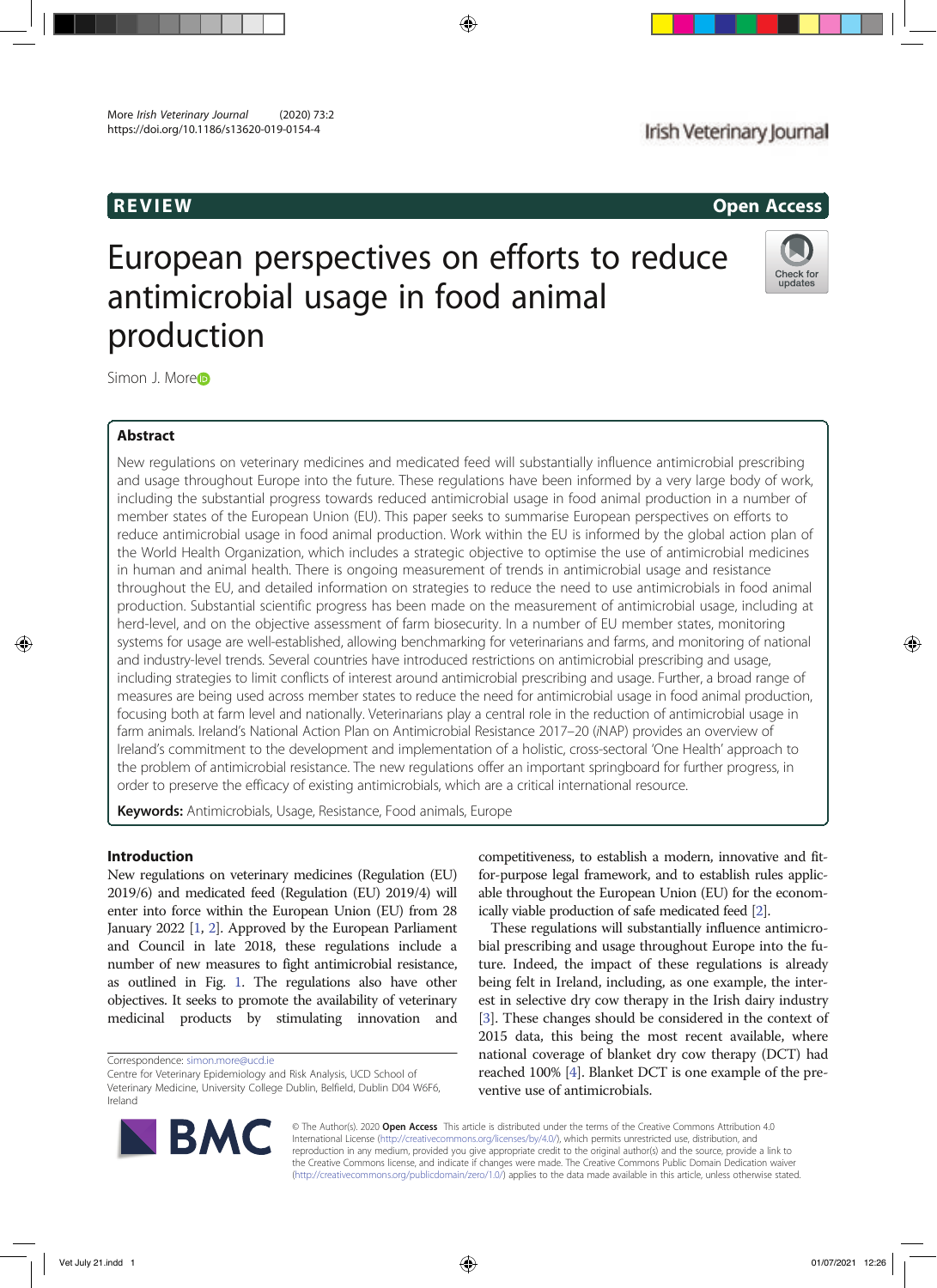REVIEW

Open Access

# European perspectives on efforts to reduce antimicrobial usage in food animal production

Simon J. More

## Abstract

New regulations on veterinary medicines and medicated feed will substantially influence antimicrobial prescribing and usage throughout Europe into the future. These regulations have been informed by a very large body of work, including the substantial progress towards reduced antimicrobial usage in food animal production in a number of member states of the European Union (EU). This paper seeks to summarise European perspectives on efforts to reduce antimicrobial usage in food animal production. Work within the EU is informed by the global action plan of the World Health Organization, which includes a strategic objective to optimise the use of antimicrobial medicines in human and animal health. There is ongoing measurement of trends in antimicrobial usage and resistance throughout the EU, and detailed information on strategies to reduce the need to use antimicrobials in food animal production. Substantial scientific progress has been made on the measurement of antimicrobial usage, including at herd-level, and on the objective assessment of farm biosecurity. In a number of EU member states, monitoring systems for usage are well-established, allowing benchmarking for veterinarians and farms, and monitoring of national and industry-level trends. Several countries have introduced restrictions on antimicrobial prescribing and usage, including strategies to limit conflicts of interest around antimicrobial prescribing and usage. Further, a broad range of measures are being used across member states to reduce the need for antimicrobial usage in food animal production, focusing both at farm level and nationally. Veterinarians play a central role in the reduction of antimicrobial usage in farm animals. Ireland's National Action Plan on Antimicrobial Resistance 2017–20 (*i*NAP) provides an overview of Ireland's commitment to the development and implementation of a holistic, cross-sectoral 'One Health' approach to the problem of antimicrobial resistance. The new regulations offer an important springboard for further progress, in order to preserve the efficacy of existing antimicrobials, which are a critical international resource.

**Keywords:** Antimicrobials, Usage, Resistance, Food animals, Europe

## Introduction

New regulations on veterinary medicines (Regulation (EU) 2019/6) and medicated feed (Regulation (EU) 2019/4) will enter into force within the European Union (EU) from 28 January 2022 [1, 2]. Approved by the European Parliament and Council in late 2018, these regulations include a number of new measures to fight antimicrobial resistance, as outlined in Fig. 1. The regulations also have other objectives. It seeks to promote the availability of veterinary medicinal products by stimulating innovation and competitiveness, to establish a modern, innovative and fit-for-purpose legal framework, and to establish rules applicable throughout the European Union (EU) for the economically viable production of safe medicated feed [2].

These regulations will substantially influence antimicrobial prescribing and usage throughout Europe into the future. Indeed, the impact of these regulations is already being felt in Ireland, including, as one example, the interest in selective dry cow therapy in the Irish dairy industry [3]. These changes should be considered in the context of 2015 data, this being the most recent available, where national coverage of blanket dry cow therapy (DCT) had reached 100% [4]. Blanket DCT is one example of the preventive use of antimicrobials.

Correspondence: simon.more@ucd.ie
Centre for Veterinary Epidemiology and Risk Analysis, UCD School of Veterinary Medicine, University College Dublin, Belfield, Dublin D04 W6F6, Ireland

© The Author(s). 2020 **Open Access** This article is distributed under the terms of the Creative Commons Attribution 4.0 International License (http://creativecommons.org/licenses/by/4.0/), which permits unrestricted use, distribution, and reproduction in any medium, provided you give appropriate credit to the original author(s) and the source, provide a link to the Creative Commons license, and indicate if changes were made. The Creative Commons Public Domain Dedication waiver (http://creativecommons.org/publicdomain/zero/1.0/) applies to the data made available in this article, unless otherwise stated.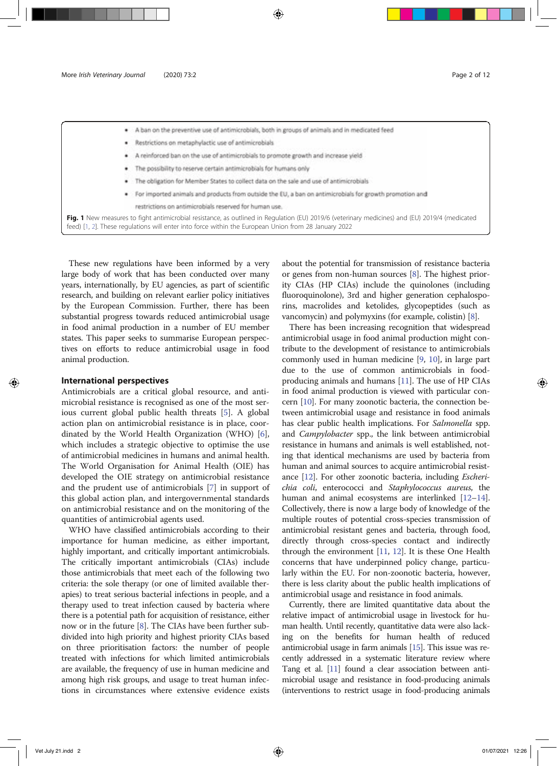- A ban on the preventive use of antimicrobials, both in groups of animals and in medicated feed
- Restrictions on metaphylactic use of antimicrobials
- A reinforced ban on the use of antimicrobials to promote growth and increase yield
- The possibility to reserve certain antimicrobials for humans only
- The obligation for Member States to collect data on the sale and use of antimicrobials
- For imported animals and products from outside the EU, a ban on antimicrobials for growth promotion and restrictions on antimicrobials reserved for human use.

**Fig. 1** New measures to fight antimicrobial resistance, as outlined in Regulation (EU) 2019/6 (veterinary medicines) and (EU) 2019/4 (medicated feed) [1, 2]. These regulations will enter into force within the European Union from 28 January 2022

These new regulations have been informed by a very large body of work that has been conducted over many years, internationally, by EU agencies, as part of scientific research, and building on relevant earlier policy initiatives by the European Commission. Further, there has been substantial progress towards reduced antimicrobial usage in food animal production in a number of EU member states. This paper seeks to summarise European perspectives on efforts to reduce antimicrobial usage in food animal production.

## International perspectives

Antimicrobials are a critical global resource, and antimicrobial resistance is recognised as one of the most serious current global public health threats [5]. A global action plan on antimicrobial resistance is in place, coordinated by the World Health Organization (WHO) [6], which includes a strategic objective to optimise the use of antimicrobial medicines in humans and animal health. The World Organisation for Animal Health (OIE) has developed the OIE strategy on antimicrobial resistance and the prudent use of antimicrobials [7] in support of this global action plan, and intergovernmental standards on antimicrobial resistance and on the monitoring of the quantities of antimicrobial agents used.

WHO have classified antimicrobials according to their importance for human medicine, as either important, highly important, and critically important antimicrobials. The critically important antimicrobials (CIAs) include those antimicrobials that meet each of the following two criteria: the sole therapy (or one of limited available therapies) to treat serious bacterial infections in people, and a therapy used to treat infection caused by bacteria where there is a potential path for acquisition of resistance, either now or in the future [8]. The CIAs have been further subdivided into high priority and highest priority CIAs based on three prioritisation factors: the number of people treated with infections for which limited antimicrobials are available, the frequency of use in human medicine and among high risk groups, and usage to treat human infections in circumstances where extensive evidence exists about the potential for transmission of resistance bacteria or genes from non-human sources [8]. The highest priority CIAs (HP CIAs) include the quinolones (including fluoroquinolone), 3rd and higher generation cephalosporins, macrolides and ketolides, glycopeptides (such as vancomycin) and polymyxins (for example, colistin) [8].

There has been increasing recognition that widespread antimicrobial usage in food animal production might contribute to the development of resistance to antimicrobials commonly used in human medicine [9, 10], in large part due to the use of common antimicrobials in food-producing animals and humans [11]. The use of HP CIAs in food animal production is viewed with particular concern [10]. For many zoonotic bacteria, the connection between antimicrobial usage and resistance in food animals has clear public health implications. For *Salmonella* spp. and *Campylobacter* spp., the link between antimicrobial resistance in humans and animals is well established, noting that identical mechanisms are used by bacteria from human and animal sources to acquire antimicrobial resistance [12]. For other zoonotic bacteria, including *Escherichia coli*, enterococci and *Staphylococcus aureus*, the human and animal ecosystems are interlinked [12–14]. Collectively, there is now a large body of knowledge of the multiple routes of potential cross-species transmission of antimicrobial resistant genes and bacteria, through food, directly through cross-species contact and indirectly through the environment [11, 12]. It is these One Health concerns that have underpinned policy change, particularly within the EU. For non-zoonotic bacteria, however, there is less clarity about the public health implications of antimicrobial usage and resistance in food animals.

Currently, there are limited quantitative data about the relative impact of antimicrobial usage in livestock for human health. Until recently, quantitative data were also lacking on the benefits for human health of reduced antimicrobial usage in farm animals [15]. This issue was recently addressed in a systematic literature review where Tang et al. [11] found a clear association between antimicrobial usage and resistance in food-producing animals (interventions to restrict usage in food-producing animals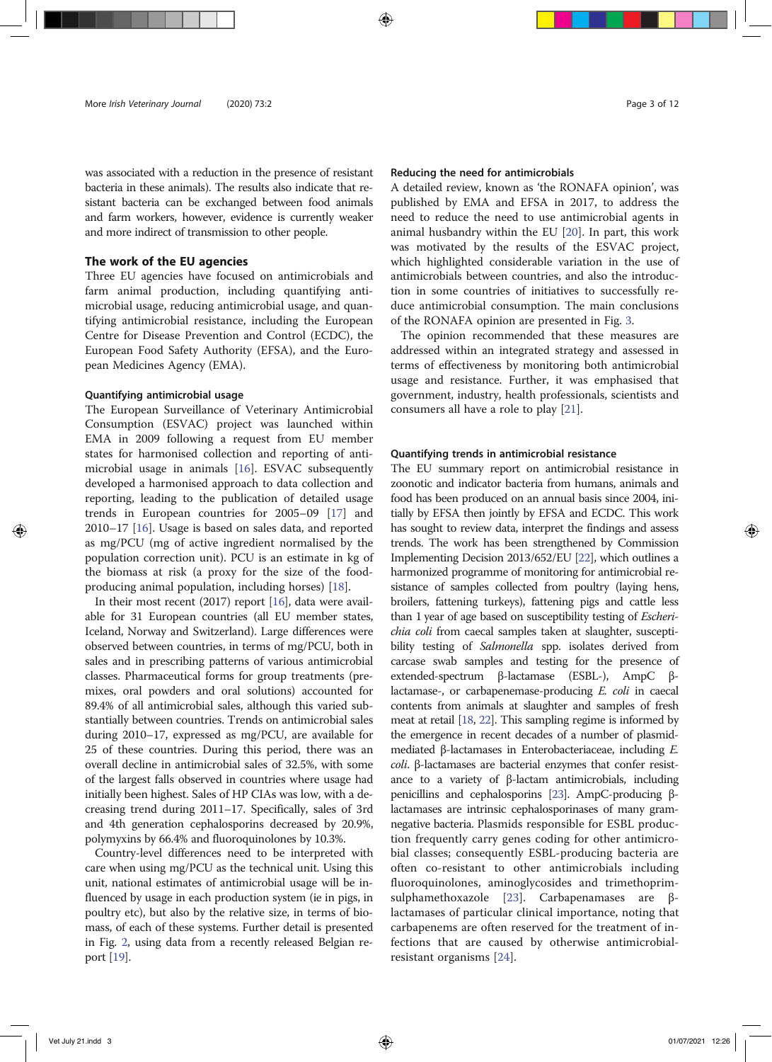was associated with a reduction in the presence of resistant bacteria in these animals). The results also indicate that resistant bacteria can be exchanged between food animals and farm workers, however, evidence is currently weaker and more indirect of transmission to other people.

## The work of the EU agencies

Three EU agencies have focused on antimicrobials and farm animal production, including quantifying antimicrobial usage, reducing antimicrobial usage, and quantifying antimicrobial resistance, including the European Centre for Disease Prevention and Control (ECDC), the European Food Safety Authority (EFSA), and the European Medicines Agency (EMA).

### Quantifying antimicrobial usage

The European Surveillance of Veterinary Antimicrobial Consumption (ESVAC) project was launched within EMA in 2009 following a request from EU member states for harmonised collection and reporting of antimicrobial usage in animals [16]. ESVAC subsequently developed a harmonised approach to data collection and reporting, leading to the publication of detailed usage trends in European countries for 2005–09 [17] and 2010–17 [16]. Usage is based on sales data, and reported as mg/PCU (mg of active ingredient normalised by the population correction unit). PCU is an estimate in kg of the biomass at risk (a proxy for the size of the food-producing animal population, including horses) [18].

In their most recent (2017) report [16], data were available for 31 European countries (all EU member states, Iceland, Norway and Switzerland). Large differences were observed between countries, in terms of mg/PCU, both in sales and in prescribing patterns of various antimicrobial classes. Pharmaceutical forms for group treatments (premixes, oral powders and oral solutions) accounted for 89.4% of all antimicrobial sales, although this varied substantially between countries. Trends on antimicrobial sales during 2010–17, expressed as mg/PCU, are available for 25 of these countries. During this period, there was an overall decline in antimicrobial sales of 32.5%, with some of the largest falls observed in countries where usage had initially been highest. Sales of HP CIAs was low, with a decreasing trend during 2011–17. Specifically, sales of 3rd and 4th generation cephalosporins decreased by 20.9%, polymyxins by 66.4% and fluoroquinolones by 10.3%.

Country-level differences need to be interpreted with care when using mg/PCU as the technical unit. Using this unit, national estimates of antimicrobial usage will be influenced by usage in each production system (ie in pigs, in poultry etc), but also by the relative size, in terms of biomass, of each of these systems. Further detail is presented in Fig. 2, using data from a recently released Belgian report [19].

### Reducing the need for antimicrobials

A detailed review, known as 'the RONAFA opinion', was published by EMA and EFSA in 2017, to address the need to reduce the need to use antimicrobial agents in animal husbandry within the EU [20]. In part, this work was motivated by the results of the ESVAC project, which highlighted considerable variation in the use of antimicrobials between countries, and also the introduction in some countries of initiatives to successfully reduce antimicrobial consumption. The main conclusions of the RONAFA opinion are presented in Fig. 3.

The opinion recommended that these measures are addressed within an integrated strategy and assessed in terms of effectiveness by monitoring both antimicrobial usage and resistance. Further, it was emphasised that government, industry, health professionals, scientists and consumers all have a role to play [21].

### Quantifying trends in antimicrobial resistance

The EU summary report on antimicrobial resistance in zoonotic and indicator bacteria from humans, animals and food has been produced on an annual basis since 2004, initially by EFSA then jointly by EFSA and ECDC. This work has sought to review data, interpret the findings and assess trends. The work has been strengthened by Commission Implementing Decision 2013/652/EU [22], which outlines a harmonized programme of monitoring for antimicrobial resistance of samples collected from poultry (laying hens, broilers, fattening turkeys), fattening pigs and cattle less than 1 year of age based on susceptibility testing of *Escherichia coli* from caecal samples taken at slaughter, susceptibility testing of *Salmonella* spp. isolates derived from carcase swab samples and testing for the presence of extended-spectrum β-lactamase (ESBL-), AmpC β-lactamase-, or carbapenemase-producing *E. coli* in caecal contents from animals at slaughter and samples of fresh meat at retail [18, 22]. This sampling regime is informed by the emergence in recent decades of a number of plasmid-mediated β-lactamases in Enterobacteriaceae, including *E. coli*. β-lactamases are bacterial enzymes that confer resistance to a variety of β-lactam antimicrobials, including penicillins and cephalosporins [23]. AmpC-producing β-lactamases are intrinsic cephalosporinases of many gram-negative bacteria. Plasmids responsible for ESBL production frequently carry genes coding for other antimicrobial classes; consequently ESBL-producing bacteria are often co-resistant to other antimicrobials including fluoroquinolones, aminoglycosides and trimethoprim-sulphamethoxazole [23]. Carbapenamases are β-lactamases of particular clinical importance, noting that carbapenems are often reserved for the treatment of infections that are caused by otherwise antimicrobial-resistant organisms [24].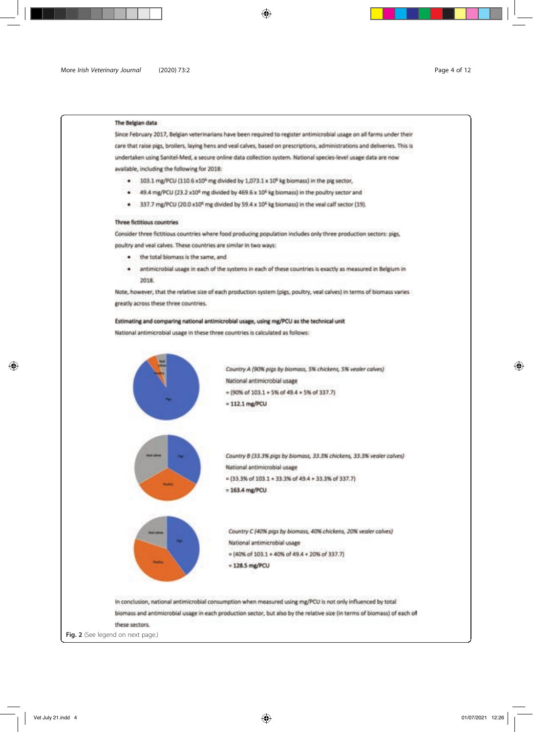**The Belgian data**

Since February 2017, Belgian veterinarians have been required to register antimicrobial usage on all farms under their care that raise pigs, broilers, laying hens and veal calves, based on prescriptions, administrations and deliveries. This is undertaken using Sanitel-Med, a secure online data collection system. National species-level usage data are now available, including the following for 2018:

- 103.1 mg/PCU (110.6 $\times 10^6$ mg divided by 1,073.1 $\times 10^6$ kg biomass) in the pig sector,
- 49.4 mg/PCU (23.2 $\times 10^6$ mg divided by 469.6 $\times 10^6$ kg biomass) in the poultry sector and
- 337.7 mg/PCU (20.0 $\times 10^6$ mg divided by 59.4 $\times 10^6$ kg biomass) in the veal calf sector (19).

**Three fictitious countries**

Consider three fictitious countries where food producing population includes only three production sectors: pigs, poultry and veal calves. These countries are similar in two ways:

- the total biomass is the same, and
- antimicrobial usage in each of the systems in each of these countries is exactly as measured in Belgium in 2018.

Note, however, that the relative size of each production system (pigs, poultry, veal calves) in terms of biomass varies greatly across these three countries.

**Estimating and comparing national antimicrobial usage, using mg/PCU as the technical unit**

National antimicrobial usage in these three countries is calculated as follows:

*Country A (90% pigs by biomass, 5% chickens, 5% vealer calves)*

National antimicrobial usage

= (90% of 103.1 + 5% of 49.4 + 5% of 337.7)

= **112.1 mg/PCU**

*Country B (33.3% pigs by biomass, 33.3% chickens, 33.3% vealer calves)*

National antimicrobial usage

= (33.3% of 103.1 + 33.3% of 49.4 + 33.3% of 337.7)

= **163.4 mg/PCU**

*Country C (40% pigs by biomass, 40% chickens, 20% vealer calves)*

National antimicrobial usage

= (40% of 103.1 + 40% of 49.4 + 20% of 337.7)

= **128.5 mg/PCU**

In conclusion, national antimicrobial consumption when measured using mg/PCU is not only influenced by total biomass and antimicrobial usage in each production sector, but also by the relative size (in terms of biomass) of each of these sectors.

**Fig. 2** (See legend on next page.)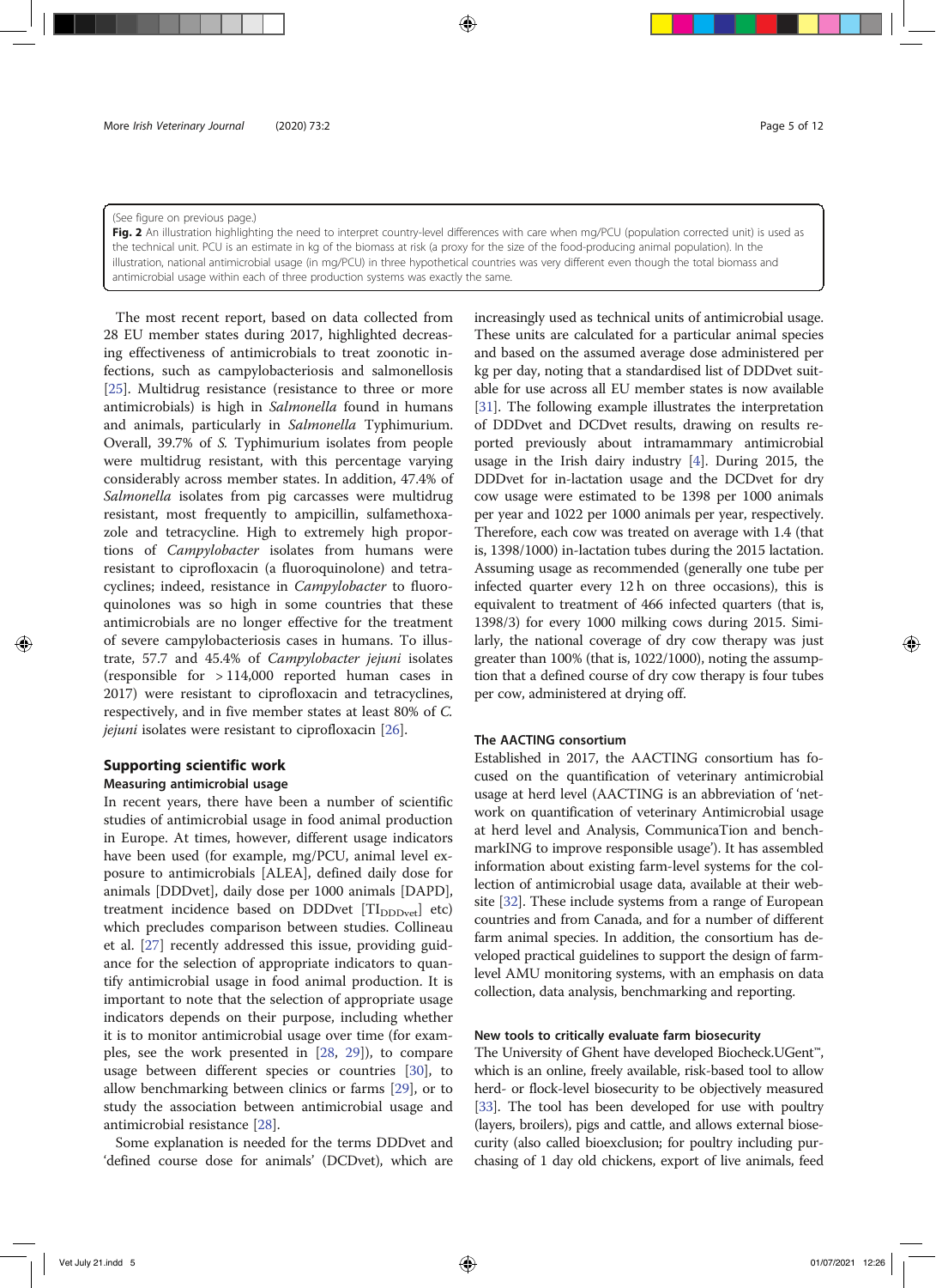(See figure on previous page.)

**Fig. 2** An illustration highlighting the need to interpret country-level differences with care when mg/PCU (population corrected unit) is used as the technical unit. PCU is an estimate in kg of the biomass at risk (a proxy for the size of the food-producing animal population). In the illustration, national antimicrobial usage (in mg/PCU) in three hypothetical countries was very different even though the total biomass and antimicrobial usage within each of three production systems was exactly the same.

The most recent report, based on data collected from 28 EU member states during 2017, highlighted decreasing effectiveness of antimicrobials to treat zoonotic infections, such as campylobacteriosis and salmonellosis [25]. Multidrug resistance (resistance to three or more antimicrobials) is high in *Salmonella* found in humans and animals, particularly in *Salmonella* Typhimurium. Overall, 39.7% of *S.* Typhimurium isolates from people were multidrug resistant, with this percentage varying considerably across member states. In addition, 47.4% of *Salmonella* isolates from pig carcasses were multidrug resistant, most frequently to ampicillin, sulfamethoxazole and tetracycline. High to extremely high proportions of *Campylobacter* isolates from humans were resistant to ciprofloxacin (a fluoroquinolone) and tetracyclines; indeed, resistance in *Campylobacter* to fluoroquinolones was so high in some countries that these antimicrobials are no longer effective for the treatment of severe campylobacteriosis cases in humans. To illustrate, 57.7 and 45.4% of *Campylobacter jejuni* isolates (responsible for > 114,000 reported human cases in 2017) were resistant to ciprofloxacin and tetracyclines, respectively, and in five member states at least 80% of *C. jejuni* isolates were resistant to ciprofloxacin [26].

## Supporting scientific work

### Measuring antimicrobial usage

In recent years, there have been a number of scientific studies of antimicrobial usage in food animal production in Europe. At times, however, different usage indicators have been used (for example, mg/PCU, animal level exposure to antimicrobials [ALEA], defined daily dose for animals [DDDvet], daily dose per 1000 animals [DAPD], treatment incidence based on DDDvet [$TI_{DDDvet}$] etc) which precludes comparison between studies. Collineau et al. [27] recently addressed this issue, providing guidance for the selection of appropriate indicators to quantify antimicrobial usage in food animal production. It is important to note that the selection of appropriate usage indicators depends on their purpose, including whether it is to monitor antimicrobial usage over time (for examples, see the work presented in [28, 29]), to compare usage between different species or countries [30], to allow benchmarking between clinics or farms [29], or to study the association between antimicrobial usage and antimicrobial resistance [28].

Some explanation is needed for the terms DDDvet and 'defined course dose for animals' (DCDvet), which are increasingly used as technical units of antimicrobial usage. These units are calculated for a particular animal species and based on the assumed average dose administered per kg per day, noting that a standardised list of DDDvet suitable for use across all EU member states is now available [31]. The following example illustrates the interpretation of DDDvet and DCDvet results, drawing on results reported previously about intramammary antimicrobial usage in the Irish dairy industry [4]. During 2015, the DDDvet for in-lactation usage and the DCDvet for dry cow usage were estimated to be 1398 per 1000 animals per year and 1022 per 1000 animals per year, respectively. Therefore, each cow was treated on average with 1.4 (that is, 1398/1000) in-lactation tubes during the 2015 lactation. Assuming usage as recommended (generally one tube per infected quarter every 12 h on three occasions), this is equivalent to treatment of 466 infected quarters (that is, 1398/3) for every 1000 milking cows during 2015. Similarly, the national coverage of dry cow therapy was just greater than 100% (that is, 1022/1000), noting the assumption that a defined course of dry cow therapy is four tubes per cow, administered at drying off.

### The AACTING consortium

Established in 2017, the AACTING consortium has focused on the quantification of veterinary antimicrobial usage at herd level (AACTING is an abbreviation of 'network on quantification of veterinary Antimicrobial usage at herd level and Analysis, CommunicaTion and benchmarkING to improve responsible usage'). It has assembled information about existing farm-level systems for the collection of antimicrobial usage data, available at their website [32]. These include systems from a range of European countries and from Canada, and for a number of different farm animal species. In addition, the consortium has developed practical guidelines to support the design of farm-level AMU monitoring systems, with an emphasis on data collection, data analysis, benchmarking and reporting.

### New tools to critically evaluate farm biosecurity

The University of Ghent have developed Biocheck.UGent™, which is an online, freely available, risk-based tool to allow herd- or flock-level biosecurity to be objectively measured [33]. The tool has been developed for use with poultry (layers, broilers), pigs and cattle, and allows external biosecurity (also called bioexclusion; for poultry including purchasing of 1 day old chickens, export of live animals, feed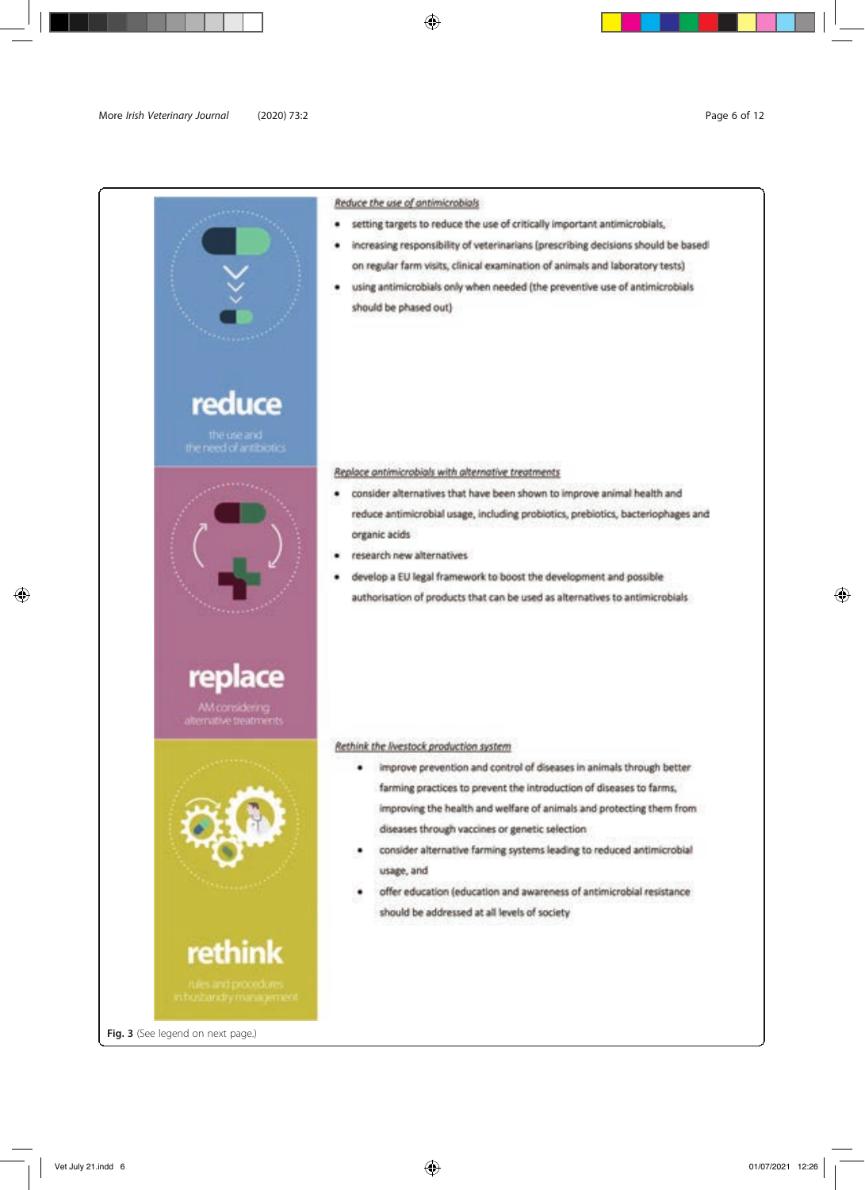**reduce**

the use and the need of antibiotics

*Reduce the use of antimicrobials*

- setting targets to reduce the use of critically important antimicrobials,
- increasing responsibility of veterinarians (prescribing decisions should be based on regular farm visits, clinical examination of animals and laboratory tests)
- using antimicrobials only when needed (the preventive use of antimicrobials should be phased out)

**replace**

AM considering alternative treatments

*Replace antimicrobials with alternative treatments*

- consider alternatives that have been shown to improve animal health and reduce antimicrobial usage, including probiotics, prebiotics, bacteriophages and organic acids
- research new alternatives
- develop a EU legal framework to boost the development and possible authorisation of products that can be used as alternatives to antimicrobials

**rethink**

rules and procedures in husbandry management

*Rethink the livestock production system*

- improve prevention and control of diseases in animals through better farming practices to prevent the introduction of diseases to farms, improving the health and welfare of animals and protecting them from diseases through vaccines or genetic selection
- consider alternative farming systems leading to reduced antimicrobial usage, and
- offer education (education and awareness of antimicrobial resistance should be addressed at all levels of society

**Fig. 3** (See legend on next page.)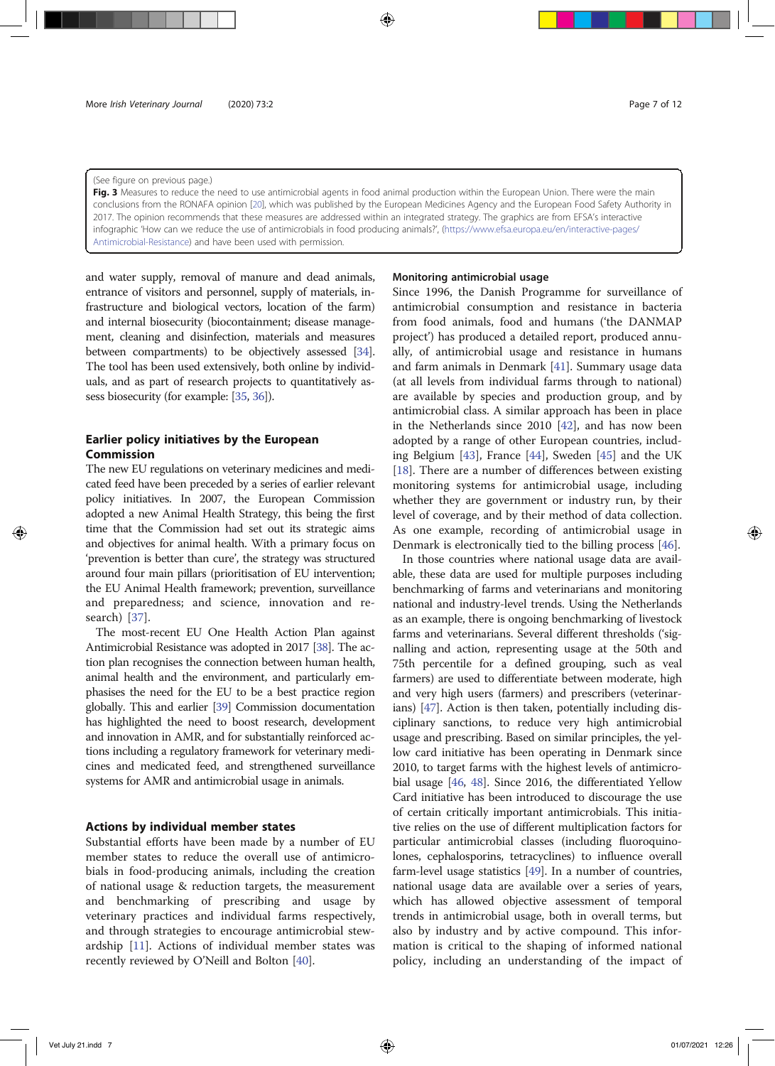(See figure on previous page.)

**Fig. 3** Measures to reduce the need to use antimicrobial agents in food animal production within the European Union. There were the main conclusions from the RONAFA opinion [20], which was published by the European Medicines Agency and the European Food Safety Authority in 2017. The opinion recommends that these measures are addressed within an integrated strategy. The graphics are from EFSA's interactive infographic 'How can we reduce the use of antimicrobials in food producing animals?', (https://www.efsa.europa.eu/en/interactive-pages/Antimicrobial-Resistance) and have been used with permission.

and water supply, removal of manure and dead animals, entrance of visitors and personnel, supply of materials, infrastructure and biological vectors, location of the farm) and internal biosecurity (biocontainment; disease management, cleaning and disinfection, materials and measures between compartments) to be objectively assessed [34]. The tool has been used extensively, both online by individuals, and as part of research projects to quantitatively assess biosecurity (for example: [35, 36]).

## Earlier policy initiatives by the European Commission

The new EU regulations on veterinary medicines and medicated feed have been preceded by a series of earlier relevant policy initiatives. In 2007, the European Commission adopted a new Animal Health Strategy, this being the first time that the Commission had set out its strategic aims and objectives for animal health. With a primary focus on 'prevention is better than cure', the strategy was structured around four main pillars (prioritisation of EU intervention; the EU Animal Health framework; prevention, surveillance and preparedness; and science, innovation and research) [37].

The most-recent EU One Health Action Plan against Antimicrobial Resistance was adopted in 2017 [38]. The action plan recognises the connection between human health, animal health and the environment, and particularly emphasises the need for the EU to be a best practice region globally. This and earlier [39] Commission documentation has highlighted the need to boost research, development and innovation in AMR, and for substantially reinforced actions including a regulatory framework for veterinary medicines and medicated feed, and strengthened surveillance systems for AMR and antimicrobial usage in animals.

## Actions by individual member states

Substantial efforts have been made by a number of EU member states to reduce the overall use of antimicrobials in food-producing animals, including the creation of national usage & reduction targets, the measurement and benchmarking of prescribing and usage by veterinary practices and individual farms respectively, and through strategies to encourage antimicrobial stewardship [11]. Actions of individual member states was recently reviewed by O'Neill and Bolton [40].

### Monitoring antimicrobial usage

Since 1996, the Danish Programme for surveillance of antimicrobial consumption and resistance in bacteria from food animals, food and humans ('the DANMAP project') has produced a detailed report, produced annually, of antimicrobial usage and resistance in humans and farm animals in Denmark [41]. Summary usage data (at all levels from individual farms through to national) are available by species and production group, and by antimicrobial class. A similar approach has been in place in the Netherlands since 2010 [42], and has now been adopted by a range of other European countries, including Belgium [43], France [44], Sweden [45] and the UK [18]. There are a number of differences between existing monitoring systems for antimicrobial usage, including whether they are government or industry run, by their level of coverage, and by their method of data collection. As one example, recording of antimicrobial usage in Denmark is electronically tied to the billing process [46].

In those countries where national usage data are available, these data are used for multiple purposes including benchmarking of farms and veterinarians and monitoring national and industry-level trends. Using the Netherlands as an example, there is ongoing benchmarking of livestock farms and veterinarians. Several different thresholds ('signalling and action, representing usage at the 50th and 75th percentile for a defined grouping, such as veal farmers) are used to differentiate between moderate, high and very high users (farmers) and prescribers (veterinarians) [47]. Action is then taken, potentially including disciplinary sanctions, to reduce very high antimicrobial usage and prescribing. Based on similar principles, the yellow card initiative has been operating in Denmark since 2010, to target farms with the highest levels of antimicrobial usage [46, 48]. Since 2016, the differentiated Yellow Card initiative has been introduced to discourage the use of certain critically important antimicrobials. This initiative relies on the use of different multiplication factors for particular antimicrobial classes (including fluoroquinolones, cephalosporins, tetracyclines) to influence overall farm-level usage statistics [49]. In a number of countries, national usage data are available over a series of years, which has allowed objective assessment of temporal trends in antimicrobial usage, both in overall terms, but also by industry and by active compound. This information is critical to the shaping of informed national policy, including an understanding of the impact of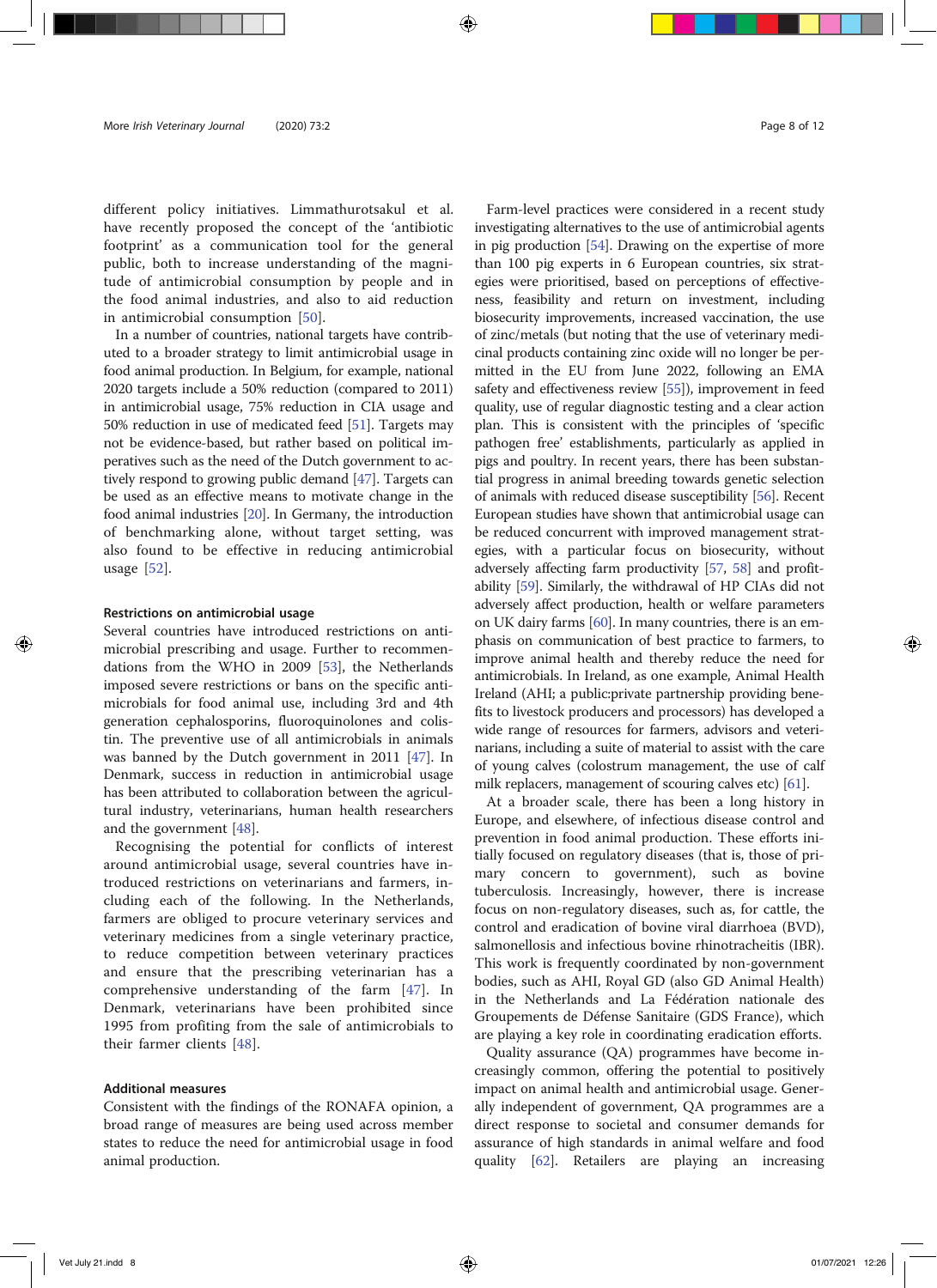different policy initiatives. Limmathurotsakul et al. have recently proposed the concept of the 'antibiotic footprint' as a communication tool for the general public, both to increase understanding of the magnitude of antimicrobial consumption by people and in the food animal industries, and also to aid reduction in antimicrobial consumption [50].

In a number of countries, national targets have contributed to a broader strategy to limit antimicrobial usage in food animal production. In Belgium, for example, national 2020 targets include a 50% reduction (compared to 2011) in antimicrobial usage, 75% reduction in CIA usage and 50% reduction in use of medicated feed [51]. Targets may not be evidence-based, but rather based on political imperatives such as the need of the Dutch government to actively respond to growing public demand [47]. Targets can be used as an effective means to motivate change in the food animal industries [20]. In Germany, the introduction of benchmarking alone, without target setting, was also found to be effective in reducing antimicrobial usage [52].

#### Restrictions on antimicrobial usage

Several countries have introduced restrictions on antimicrobial prescribing and usage. Further to recommendations from the WHO in 2009 [53], the Netherlands imposed severe restrictions or bans on the specific antimicrobials for food animal use, including 3rd and 4th generation cephalosporins, fluoroquinolones and colistin. The preventive use of all antimicrobials in animals was banned by the Dutch government in 2011 [47]. In Denmark, success in reduction in antimicrobial usage has been attributed to collaboration between the agricultural industry, veterinarians, human health researchers and the government [48].

Recognising the potential for conflicts of interest around antimicrobial usage, several countries have introduced restrictions on veterinarians and farmers, including each of the following. In the Netherlands, farmers are obliged to procure veterinary services and veterinary medicines from a single veterinary practice, to reduce competition between veterinary practices and ensure that the prescribing veterinarian has a comprehensive understanding of the farm [47]. In Denmark, veterinarians have been prohibited since 1995 from profiting from the sale of antimicrobials to their farmer clients [48].

#### Additional measures

Consistent with the findings of the RONAFA opinion, a broad range of measures are being used across member states to reduce the need for antimicrobial usage in food animal production.

Farm-level practices were considered in a recent study investigating alternatives to the use of antimicrobial agents in pig production [54]. Drawing on the expertise of more than 100 pig experts in 6 European countries, six strategies were prioritised, based on perceptions of effectiveness, feasibility and return on investment, including biosecurity improvements, increased vaccination, the use of zinc/metals (but noting that the use of veterinary medicinal products containing zinc oxide will no longer be permitted in the EU from June 2022, following an EMA safety and effectiveness review [55]), improvement in feed quality, use of regular diagnostic testing and a clear action plan. This is consistent with the principles of 'specific pathogen free' establishments, particularly as applied in pigs and poultry. In recent years, there has been substantial progress in animal breeding towards genetic selection of animals with reduced disease susceptibility [56]. Recent European studies have shown that antimicrobial usage can be reduced concurrent with improved management strategies, with a particular focus on biosecurity, without adversely affecting farm productivity [57, 58] and profitability [59]. Similarly, the withdrawal of HP CIAs did not adversely affect production, health or welfare parameters on UK dairy farms [60]. In many countries, there is an emphasis on communication of best practice to farmers, to improve animal health and thereby reduce the need for antimicrobials. In Ireland, as one example, Animal Health Ireland (AHI; a public:private partnership providing benefits to livestock producers and processors) has developed a wide range of resources for farmers, advisors and veterinarians, including a suite of material to assist with the care of young calves (colostrum management, the use of calf milk replacers, management of scouring calves etc) [61].

At a broader scale, there has been a long history in Europe, and elsewhere, of infectious disease control and prevention in food animal production. These efforts initially focused on regulatory diseases (that is, those of primary concern to government), such as bovine tuberculosis. Increasingly, however, there is increase focus on non-regulatory diseases, such as, for cattle, the control and eradication of bovine viral diarrhoea (BVD), salmonellosis and infectious bovine rhinotracheitis (IBR). This work is frequently coordinated by non-government bodies, such as AHI, Royal GD (also GD Animal Health) in the Netherlands and La Fédération nationale des Groupements de Défense Sanitaire (GDS France), which are playing a key role in coordinating eradication efforts.

Quality assurance (QA) programmes have become increasingly common, offering the potential to positively impact on animal health and antimicrobial usage. Generally independent of government, QA programmes are a direct response to societal and consumer demands for assurance of high standards in animal welfare and food quality [62]. Retailers are playing an increasing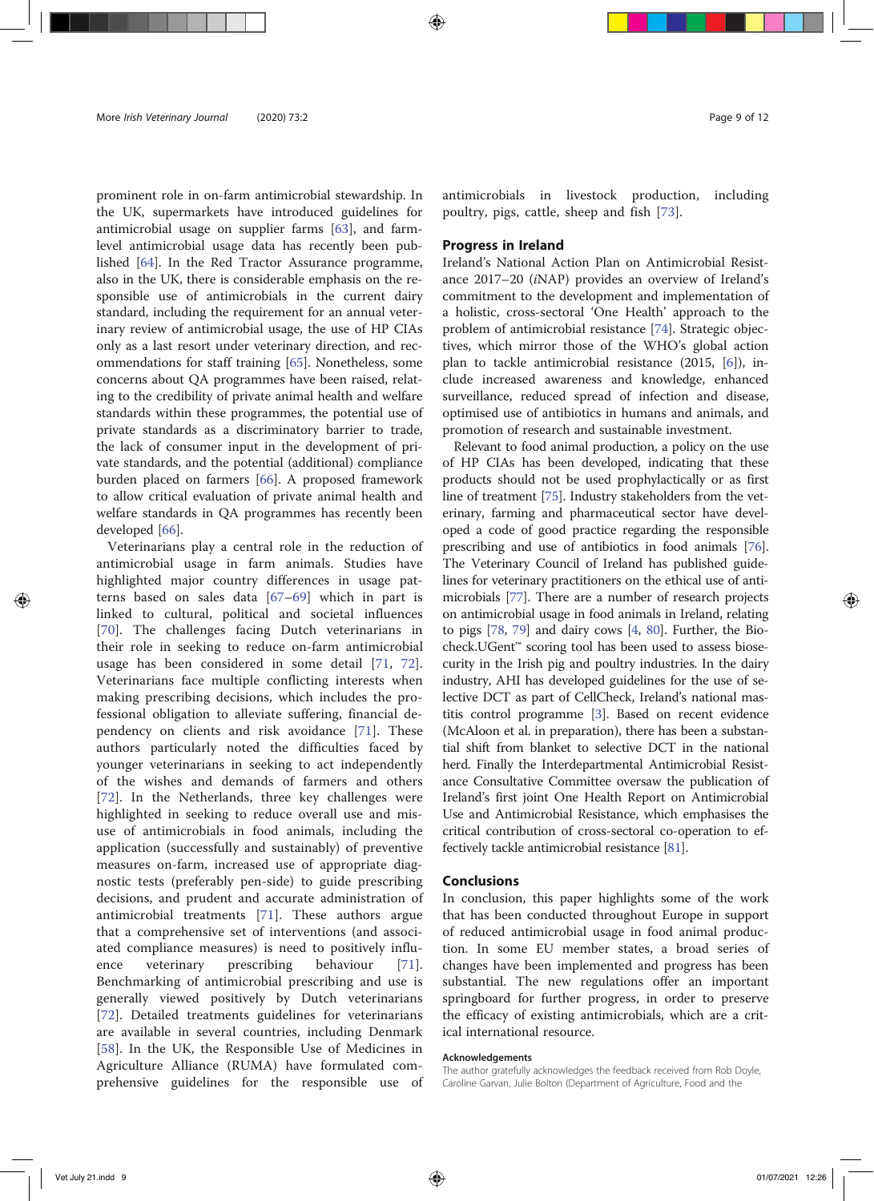prominent role in on-farm antimicrobial stewardship. In the UK, supermarkets have introduced guidelines for antimicrobial usage on supplier farms [63], and farm-level antimicrobial usage data has recently been published [64]. In the Red Tractor Assurance programme, also in the UK, there is considerable emphasis on the responsible use of antimicrobials in the current dairy standard, including the requirement for an annual veterinary review of antimicrobial usage, the use of HP CIAs only as a last resort under veterinary direction, and recommendations for staff training [65]. Nonetheless, some concerns about QA programmes have been raised, relating to the credibility of private animal health and welfare standards within these programmes, the potential use of private standards as a discriminatory barrier to trade, the lack of consumer input in the development of private standards, and the potential (additional) compliance burden placed on farmers [66]. A proposed framework to allow critical evaluation of private animal health and welfare standards in QA programmes has recently been developed [66].

Veterinarians play a central role in the reduction of antimicrobial usage in farm animals. Studies have highlighted major country differences in usage patterns based on sales data [67–69] which in part is linked to cultural, political and societal influences [70]. The challenges facing Dutch veterinarians in their role in seeking to reduce on-farm antimicrobial usage has been considered in some detail [71, 72]. Veterinarians face multiple conflicting interests when making prescribing decisions, which includes the professional obligation to alleviate suffering, financial dependency on clients and risk avoidance [71]. These authors particularly noted the difficulties faced by younger veterinarians in seeking to act independently of the wishes and demands of farmers and others [72]. In the Netherlands, three key challenges were highlighted in seeking to reduce overall use and misuse of antimicrobials in food animals, including the application (successfully and sustainably) of preventive measures on-farm, increased use of appropriate diagnostic tests (preferably pen-side) to guide prescribing decisions, and prudent and accurate administration of antimicrobial treatments [71]. These authors argue that a comprehensive set of interventions (and associated compliance measures) is need to positively influence veterinary prescribing behaviour [71]. Benchmarking of antimicrobial prescribing and use is generally viewed positively by Dutch veterinarians [72]. Detailed treatments guidelines for veterinarians are available in several countries, including Denmark [58]. In the UK, the Responsible Use of Medicines in Agriculture Alliance (RUMA) have formulated comprehensive guidelines for the responsible use of antimicrobials in livestock production, including poultry, pigs, cattle, sheep and fish [73].

## Progress in Ireland

Ireland's National Action Plan on Antimicrobial Resistance 2017–20 (*i*NAP) provides an overview of Ireland's commitment to the development and implementation of a holistic, cross-sectoral 'One Health' approach to the problem of antimicrobial resistance [74]. Strategic objectives, which mirror those of the WHO's global action plan to tackle antimicrobial resistance (2015, [6]), include increased awareness and knowledge, enhanced surveillance, reduced spread of infection and disease, optimised use of antibiotics in humans and animals, and promotion of research and sustainable investment.

Relevant to food animal production, a policy on the use of HP CIAs has been developed, indicating that these products should not be used prophylactically or as first line of treatment [75]. Industry stakeholders from the veterinary, farming and pharmaceutical sector have developed a code of good practice regarding the responsible prescribing and use of antibiotics in food animals [76]. The Veterinary Council of Ireland has published guidelines for veterinary practitioners on the ethical use of antimicrobials [77]. There are a number of research projects on antimicrobial usage in food animals in Ireland, relating to pigs [78, 79] and dairy cows [4, 80]. Further, the Biocheck.UGent™ scoring tool has been used to assess biosecurity in the Irish pig and poultry industries. In the dairy industry, AHI has developed guidelines for the use of selective DCT as part of CellCheck, Ireland's national mastitis control programme [3]. Based on recent evidence (McAloon et al. in preparation), there has been a substantial shift from blanket to selective DCT in the national herd. Finally the Interdepartmental Antimicrobial Resistance Consultative Committee oversaw the publication of Ireland's first joint One Health Report on Antimicrobial Use and Antimicrobial Resistance, which emphasises the critical contribution of cross-sectoral co-operation to effectively tackle antimicrobial resistance [81].

## Conclusions

In conclusion, this paper highlights some of the work that has been conducted throughout Europe in support of reduced antimicrobial usage in food animal production. In some EU member states, a broad series of changes have been implemented and progress has been substantial. The new regulations offer an important springboard for further progress, in order to preserve the efficacy of existing antimicrobials, which are a critical international resource.

### Acknowledgements

The author gratefully acknowledges the feedback received from Rob Doyle, Caroline Garvan, Julie Bolton (Department of Agriculture, Food and the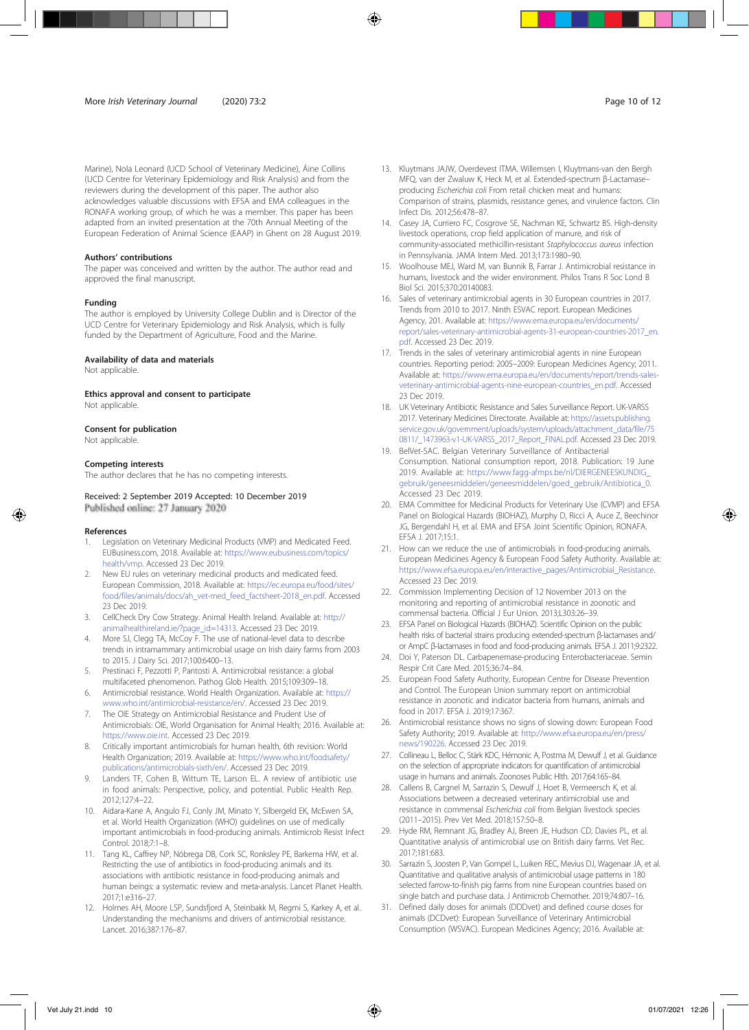Marine), Nola Leonard (UCD School of Veterinary Medicine), Áine Collins (UCD Centre for Veterinary Epidemiology and Risk Analysis) and from the reviewers during the development of this paper. The author also acknowledges valuable discussions with EFSA and EMA colleagues in the RONAFA working group, of which he was a member. This paper has been adapted from an invited presentation at the 70th Annual Meeting of the European Federation of Animal Science (EAAP) in Ghent on 28 August 2019.

### Authors' contributions

The paper was conceived and written by the author. The author read and approved the final manuscript.

### Funding

The author is employed by University College Dublin and is Director of the UCD Centre for Veterinary Epidemiology and Risk Analysis, which is fully funded by the Department of Agriculture, Food and the Marine.

### Availability of data and materials

Not applicable.

### Ethics approval and consent to participate

Not applicable.

### Consent for publication

Not applicable.

### Competing interests

The author declares that he has no competing interests.

Received: 2 September 2019 Accepted: 10 December 2019
Published online: 27 January 2020

### References

1. Legislation on Veterinary Medicinal Products (VMP) and Medicated Feed. EUBusiness.com, 2018. Available at: https://www.eubusiness.com/topics/health/vmp. Accessed 23 Dec 2019.
2. New EU rules on veterinary medicinal products and medicated feed. European Commission, 2018. Available at: https://ec.europa.eu/food/sites/food/files/animals/docs/ah_vet-med_feed_factsheet-2018_en.pdf. Accessed 23 Dec 2019.
3. CellCheck Dry Cow Strategy. Animal Health Ireland. Available at: http://animalhealthireland.ie/?page_id=14313. Accessed 23 Dec 2019.
4. More SJ, Clegg TA, McCoy F. The use of national-level data to describe trends in intramammary antimicrobial usage on Irish dairy farms from 2003 to 2015. J Dairy Sci. 2017;100:6400–13.
5. Prestinaci F, Pezzotti P, Pantosti A. Antimicrobial resistance: a global multifaceted phenomenon. Pathog Glob Health. 2015;109:309–18.
6. Antimicrobial resistance. World Health Organization. Available at: https://www.who.int/antimicrobial-resistance/en/. Accessed 23 Dec 2019.
7. The OIE Strategy on Antimicrobial Resistance and Prudent Use of Antimicrobials: OIE, World Organisation for Animal Health; 2016. Available at: https://www.oie.int. Accessed 23 Dec 2019.
8. Critically important antimicrobials for human health, 6th revision: World Health Organization; 2019. Available at: https://www.who.int/foodsafety/publications/antimicrobials-sixth/en/. Accessed 23 Dec 2019.
9. Landers TF, Cohen B, Wittum TE, Larson EL. A review of antibiotic use in food animals: Perspective, policy, and potential. Public Health Rep. 2012;127:4–22.
10. Aidara-Kane A, Angulo FJ, Conly JM, Minato Y, Silbergeld EK, McEwen SA, et al. World Health Organization (WHO) guidelines on use of medically important antimicrobials in food-producing animals. Antimicrob Resist Infect Control. 2018;7:1–8.
11. Tang KL, Caffrey NP, Nóbrega DB, Cork SC, Ronksley PE, Barkema HW, et al. Restricting the use of antibiotics in food-producing animals and its associations with antibiotic resistance in food-producing animals and human beings: a systematic review and meta-analysis. Lancet Planet Health. 2017;1:e316–27.
12. Holmes AH, Moore LSP, Sundsfjord A, Steinbakk M, Regmi S, Karkey A, et al. Understanding the mechanisms and drivers of antimicrobial resistance. Lancet. 2016;387:176–87.
13. Kluytmans JAJW, Overdevest ITMA. Willemsen I, Kluytmans-van den Bergh MFQ, van der Zwaluw K, Heck M, et al. Extended-spectrum β-Lactamase–producing *Escherichia coli* From retail chicken meat and humans: Comparison of strains, plasmids, resistance genes, and virulence factors. Clin Infect Dis. 2012;56:478–87.
14. Casey JA, Curriero FC, Cosgrove SE, Nachman KE, Schwartz BS. High-density livestock operations, crop field application of manure, and risk of community-associated methicillin-resistant *Staphylococcus aureus* infection in Pennsylvania. JAMA Intern Med. 2013;173:1980–90.
15. Woolhouse MEJ, Ward M, van Bunnik B, Farrar J. Antimicrobial resistance in humans, livestock and the wider environment. Philos Trans R Soc Lond B Biol Sci. 2015;370:20140083.
16. Sales of veterinary antimicrobial agents in 30 European countries in 2017. Trends from 2010 to 2017. Ninth ESVAC report. European Medicines Agency, 201. Available at: https://www.ema.europa.eu/en/documents/report/sales-veterinary-antimicrobial-agents-31-european-countries-2017_en.pdf. Accessed 23 Dec 2019.
17. Trends in the sales of veterinary antimicrobial agents in nine European countries. Reporting period: 2005–2009: European Medicines Agency; 2011. Available at: https://www.ema.europa.eu/en/documents/report/trends-sales-veterinary-antimicrobial-agents-nine-european-countries_en.pdf. Accessed 23 Dec 2019.
18. UK Veterinary Antibiotic Resistance and Sales Surveillance Report. UK-VARSS 2017. Veterinary Medicines Directorate. Available at: https://assets.publishing.service.gov.uk/government/uploads/system/uploads/attachment_data/file/750811/_1473963-v1-UK-VARSS_2017_Report_FINAL.pdf. Accessed 23 Dec 2019.
19. BelVet-SAC. Belgian Veterinary Surveillance of Antibacterial Consumption. National consumption report, 2018. Publication: 19 June 2019. Available at: https://www.fagg-afmps.be/nl/DIERGENEESKUNDIG_gebruik/geneesmiddelen/geneesmiddelen/goed_gebruik/Antibiotica_0. Accessed 23 Dec 2019.
20. EMA Committee for Medicinal Products for Veterinary Use (CVMP) and EFSA Panel on Biological Hazards (BIOHAZ), Murphy D, Ricci A, Auce Z, Beechinor JG, Bergendahl H, et al. EMA and EFSA Joint Scientific Opinion, RONAFA. EFSA J. 2017;15:1.
21. How can we reduce the use of antimicrobials in food-producing animals. European Medicines Agency & European Food Safety Authority. Available at: https://www.efsa.europa.eu/en/interactive_pages/Antimicrobial_Resistance. Accessed 23 Dec 2019.
22. Commission Implementing Decision of 12 November 2013 on the monitoring and reporting of antimicrobial resistance in zoonotic and commensal bacteria. Official J Eur Union. 2013;L303:26–39.
23. EFSA Panel on Biological Hazards (BIOHAZ). Scientific Opinion on the public health risks of bacterial strains producing extended-spectrum β-lactamases and/or AmpC β-lactamases in food and food-producing animals. EFSA J. 2011;9:2322.
24. Doi Y, Paterson DL. Carbapenemase-producing Enterobacteriaceae. Semin Respir Crit Care Med. 2015;36:74–84.
25. European Food Safety Authority, European Centre for Disease Prevention and Control. The European Union summary report on antimicrobial resistance in zoonotic and indicator bacteria from humans, animals and food in 2017. EFSA J. 2019;17:367.
26. Antimicrobial resistance shows no signs of slowing down: European Food Safety Authority; 2019. Available at: http://www.efsa.europa.eu/en/press/news/190226. Accessed 23 Dec 2019.
27. Collineau L, Belloc C, Stärk KDC, Hémonic A, Postma M, Dewulf J, et al. Guidance on the selection of appropriate indicators for quantification of antimicrobial usage in humans and animals. Zoonoses Public Hlth. 2017;64:165–84.
28. Callens B, Cargnel M, Sarrazin S, Dewulf J, Hoet B, Vermeersch K, et al. Associations between a decreased veterinary antimicrobial use and resistance in commensal *Escherichia coli* from Belgian livestock species (2011–2015). Prev Vet Med. 2018;157:50–8.
29. Hyde RM, Remnant JG, Bradley AJ, Breen JE, Hudson CD, Davies PL, et al. Quantitative analysis of antimicrobial use on British dairy farms. Vet Rec. 2017;181:683.
30. Sarrazin S, Joosten P, Van Gompel L, Luiken REC, Mevius DJ, Wagenaar JA, et al. Quantitative and qualitative analysis of antimicrobial usage patterns in 180 selected farrow-to-finish pig farms from nine European countries based on single batch and purchase data. J Antimicrob Chemother. 2019;74:807–16.
31. Defined daily doses for animals (DDDvet) and defined course doses for animals (DCDvet): European Surveillance of Veterinary Antimicrobial Consumption (WSVAC). European Medicines Agency; 2016. Available at: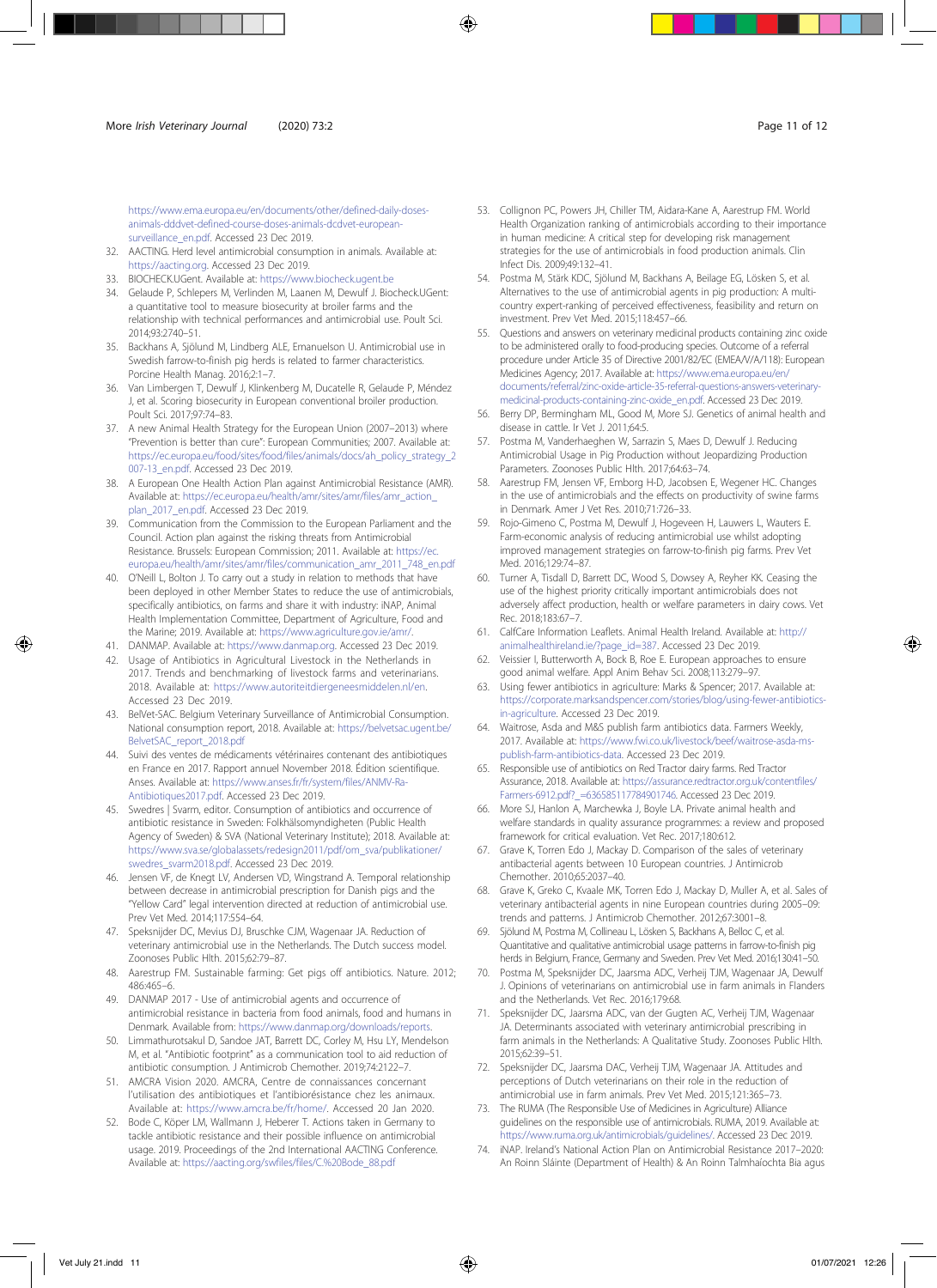https://www.ema.europa.eu/en/documents/other/defined-daily-doses-animals-dddvet-defined-course-doses-animals-dcdvet-european-surveillance_en.pdf. Accessed 23 Dec 2019.

32. AACTING. Herd level antimicrobial consumption in animals. Available at: https://aacting.org. Accessed 23 Dec 2019.
33. BIOCHECK.UGent. Available at: https://www.biocheck.ugent.be
34. Gelaude P, Schlepers M, Verlinden M, Laanen M, Dewulf J. Biocheck.UGent: a quantitative tool to measure biosecurity at broiler farms and the relationship with technical performances and antimicrobial use. Poult Sci. 2014;93:2740–51.
35. Backhans A, Sjölund M, Lindberg ALE, Emanuelson U. Antimicrobial use in Swedish farrow-to-finish pig herds is related to farmer characteristics. Porcine Health Manag. 2016;2:1–7.
36. Van Limbergen T, Dewulf J, Klinkenberg M, Ducatelle R, Gelaude P, Méndez J, et al. Scoring biosecurity in European conventional broiler production. Poult Sci. 2017;97:74–83.
37. A new Animal Health Strategy for the European Union (2007–2013) where "Prevention is better than cure": European Communities; 2007. Available at: https://ec.europa.eu/food/sites/food/files/animals/docs/ah_policy_strategy_2007-13_en.pdf. Accessed 23 Dec 2019.
38. A European One Health Action Plan against Antimicrobial Resistance (AMR). Available at: https://ec.europa.eu/health/amr/sites/amr/files/amr_action_plan_2017_en.pdf. Accessed 23 Dec 2019.
39. Communication from the Commission to the European Parliament and the Council. Action plan against the rising threats from Antimicrobial Resistance. Brussels: European Commission; 2011. Available at: https://ec.europa.eu/health/amr/sites/amr/files/communication_amr_2011_748_en.pdf
40. O'Neill L, Bolton J. To carry out a study in relation to methods that have been deployed in other Member States to reduce the use of antimicrobials, specifically antibiotics, on farms and share it with industry: iNAP, Animal Health Implementation Committee, Department of Agriculture, Food and the Marine; 2019. Available at: https://www.agriculture.gov.ie/amr/.
41. DANMAP. Available at: https://www.danmap.org. Accessed 23 Dec 2019.
42. Usage of Antibiotics in Agricultural Livestock in the Netherlands in 2017. Trends and benchmarking of livestock farms and veterinarians. 2018. Available at: https://www.autoriteitdiergeneesmiddelen.nl/en. Accessed 23 Dec 2019.
43. BelVet-SAC. Belgium Veterinary Surveillance of Antimicrobial Consumption. National consumption report, 2018. Available at: https://belvetsac.ugent.be/BelvetSAC_report_2018.pdf
44. Suivi des ventes de médicaments vétérinaires contenant des antibiotiques en France en 2017. Rapport annuel November 2018. Édition scientifique. Anses. Available at: https://www.anses.fr/fr/system/files/ANMV-Ra-Antibiotiques2017.pdf. Accessed 23 Dec 2019.
45. Swedres | Svarm, editor. Consumption of antibiotics and occurrence of antibiotic resistance in Sweden: Folkhälsomyndigheten (Public Health Agency of Sweden) & SVA (National Veterinary Institute); 2018. Available at: https://www.sva.se/globalassets/redesign2011/pdf/om_sva/publikationer/swedres_svarm2018.pdf. Accessed 23 Dec 2019.
46. Jensen VF, de Knegt LV, Andersen VD, Wingstrand A. Temporal relationship between decrease in antimicrobial prescription for Danish pigs and the "Yellow Card" legal intervention directed at reduction of antimicrobial use. Prev Vet Med. 2014;117:554–64.
47. Speksnijder DC, Mevius DJ, Bruschke CJM, Wagenaar JA. Reduction of veterinary antimicrobial use in the Netherlands. The Dutch success model. Zoonoses Public Hlth. 2015;62:79–87.
48. Aarestrup FM. Sustainable farming: Get pigs off antibiotics. Nature. 2012;486:465–6.
49. DANMAP 2017 - Use of antimicrobial agents and occurrence of antimicrobial resistance in bacteria from food animals, food and humans in Denmark. Available from: https://www.danmap.org/downloads/reports.
50. Limmathurotsakul D, Sandoe JAT, Barrett DC, Corley M, Hsu LY, Mendelson M, et al. "Antibiotic footprint" as a communication tool to aid reduction of antibiotic consumption. J Antimicrob Chemother. 2019;74:2122–7.
51. AMCRA Vision 2020. AMCRA, Centre de connaissances concernant l'utilisation des antibiotiques et l'antibiorésistance chez les animaux. Available at: https://www.amcra.be/fr/home/. Accessed 20 Jan 2020.
52. Bode C, Köper LM, Wallmann J, Heberer T. Actions taken in Germany to tackle antibiotic resistance and their possible influence on antimicrobial usage. 2019. Proceedings of the 2nd International AACTING Conference. Available at: https://aacting.org/swfiles/files/C.%20Bode_88.pdf
53. Collignon PC, Powers JH, Chiller TM, Aidara-Kane A, Aarestrup FM. World Health Organization ranking of antimicrobials according to their importance in human medicine: A critical step for developing risk management strategies for the use of antimicrobials in food production animals. Clin Infect Dis. 2009;49:132–41.
54. Postma M, Stärk KDC, Sjölund M, Backhans A, Beilage EG, Lösken S, et al. Alternatives to the use of antimicrobial agents in pig production: A multi-country expert-ranking of perceived effectiveness, feasibility and return on investment. Prev Vet Med. 2015;118:457–66.
55. Questions and answers on veterinary medicinal products containing zinc oxide to be administered orally to food-producing species. Outcome of a referral procedure under Article 35 of Directive 2001/82/EC (EMEA/V/A/118): European Medicines Agency; 2017. Available at: https://www.ema.europa.eu/en/documents/referral/zinc-oxide-article-35-referral-questions-answers-veterinary-medicinal-products-containing-zinc-oxide_en.pdf. Accessed 23 Dec 2019.
56. Berry DP, Bermingham ML, Good M, More SJ. Genetics of animal health and disease in cattle. Ir Vet J. 2011;64:5.
57. Postma M, Vanderhaeghen W, Sarrazin S, Maes D, Dewulf J. Reducing Antimicrobial Usage in Pig Production without Jeopardizing Production Parameters. Zoonoses Public Hlth. 2017;64:63–74.
58. Aarestrup FM, Jensen VF, Emborg H-D, Jacobsen E, Wegener HC. Changes in the use of antimicrobials and the effects on productivity of swine farms in Denmark. Amer J Vet Res. 2010;71:726–33.
59. Rojo-Gimeno C, Postma M, Dewulf J, Hogeveen H, Lauwers L, Wauters E. Farm-economic analysis of reducing antimicrobial use whilst adopting improved management strategies on farrow-to-finish pig farms. Prev Vet Med. 2016;129:74–87.
60. Turner A, Tisdall D, Barrett DC, Wood S, Dowsey A, Reyher KK. Ceasing the use of the highest priority critically important antimicrobials does not adversely affect production, health or welfare parameters in dairy cows. Vet Rec. 2018;183:67–7.
61. CalfCare Information Leaflets. Animal Health Ireland. Available at: http://animalhealthireland.ie/?page_id=387. Accessed 23 Dec 2019.
62. Veissier I, Butterworth A, Bock B, Roe E. European approaches to ensure good animal welfare. Appl Anim Behav Sci. 2008;113:279–97.
63. Using fewer antibiotics in agriculture: Marks & Spencer; 2017. Available at: https://corporate.marksandspencer.com/stories/blog/using-fewer-antibiotics-in-agriculture. Accessed 23 Dec 2019.
64. Waitrose, Asda and M&S publish farm antibiotics data. Farmers Weekly, 2017. Available at: https://www.fwi.co.uk/livestock/beef/waitrose-asda-ms-publish-farm-antibiotics-data. Accessed 23 Dec 2019.
65. Responsible use of antibiotics on Red Tractor dairy farms. Red Tractor Assurance, 2018. Available at: https://assurance.redtractor.org.uk/contentfiles/Farmers-6912.pdf?_=636585117784901746. Accessed 23 Dec 2019.
66. More SJ, Hanlon A, Marchewka J, Boyle LA. Private animal health and welfare standards in quality assurance programmes: a review and proposed framework for critical evaluation. Vet Rec. 2017;180:612.
67. Grave K, Torren Edo J, Mackay D. Comparison of the sales of veterinary antibacterial agents between 10 European countries. J Antimicrob Chemother. 2010;65:2037–40.
68. Grave K, Greko C, Kvaale MK, Torren Edo J, Mackay D, Muller A, et al. Sales of veterinary antibacterial agents in nine European countries during 2005–09: trends and patterns. J Antimicrob Chemother. 2012;67:3001–8.
69. Sjölund M, Postma M, Collineau L, Lösken S, Backhans A, Belloc C, et al. Quantitative and qualitative antimicrobial usage patterns in farrow-to-finish pig herds in Belgium, France, Germany and Sweden. Prev Vet Med. 2016;130:41–50.
70. Postma M, Speksnijder DC, Jaarsma ADC, Verheij TJM, Wagenaar JA, Dewulf J. Opinions of veterinarians on antimicrobial use in farm animals in Flanders and the Netherlands. Vet Rec. 2016;179:68.
71. Speksnijder DC, Jaarsma ADC, van der Gugten AC, Verheij TJM, Wagenaar JA. Determinants associated with veterinary antimicrobial prescribing in farm animals in the Netherlands: A Qualitative Study. Zoonoses Public Hlth. 2015;62:39–51.
72. Speksnijder DC, Jaarsma DAC, Verheij TJM, Wagenaar JA. Attitudes and perceptions of Dutch veterinarians on their role in the reduction of antimicrobial use in farm animals. Prev Vet Med. 2015;121:365–73.
73. The RUMA (The Responsible Use of Medicines in Agriculture) Alliance guidelines on the responsible use of antimicrobials. RUMA, 2019. Available at: https://www.ruma.org.uk/antimicrobials/guidelines/. Accessed 23 Dec 2019.
74. iNAP. Ireland's National Action Plan on Antimicrobial Resistance 2017–2020: An Roinn Sláinte (Department of Health) & An Roinn Talmhaíochta Bia agus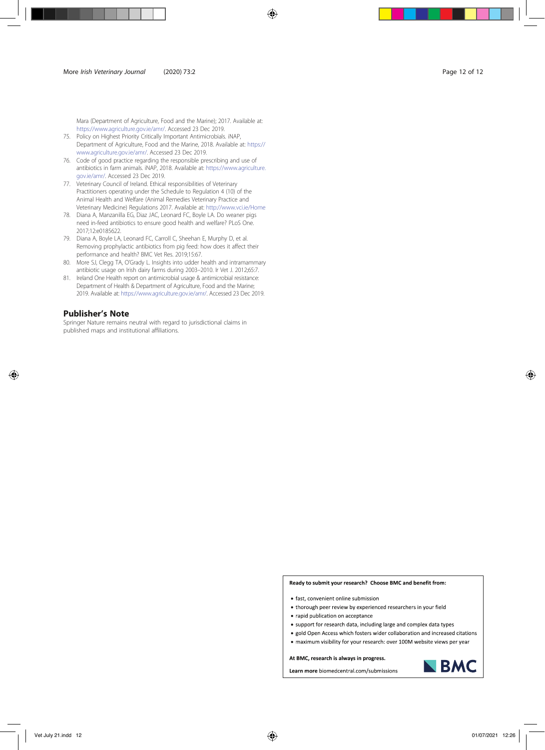Mara (Department of Agriculture, Food and the Marine); 2017. Available at: https://www.agriculture.gov.ie/amr/. Accessed 23 Dec 2019.

75. Policy on Highest Priority Critically Important Antimicrobials. iNAP, Department of Agriculture, Food and the Marine, 2018. Available at: https://www.agriculture.gov.ie/amr/. Accessed 23 Dec 2019.
76. Code of good practice regarding the responsible prescribing and use of antibiotics in farm animals. iNAP, 2018. Available at: https://www.agriculture.gov.ie/amr/. Accessed 23 Dec 2019.
77. Veterinary Council of Ireland. Ethical responsibilities of Veterinary Practitioners operating under the Schedule to Regulation 4 (10) of the Animal Health and Welfare (Animal Remedies Veterinary Practice and Veterinary Medicine) Regulations 2017. Available at: http://www.vci.ie/Home
78. Diana A, Manzanilla EG, Diaz JAC, Leonard FC, Boyle LA. Do weaner pigs need in-feed antibiotics to ensure good health and welfare? PLoS One. 2017;12:e0185622.
79. Diana A, Boyle LA, Leonard FC, Carroll C, Sheehan E, Murphy D, et al. Removing prophylactic antibiotics from pig feed: how does it affect their performance and health? BMC Vet Res. 2019;15:67.
80. More SJ, Clegg TA, O'Grady L. Insights into udder health and intramammary antibiotic usage on Irish dairy farms during 2003–2010. Ir Vet J. 2012;65:7.
81. Ireland One Health report on antimicrobial usage & antimicrobial resistance: Department of Health & Department of Agriculture, Food and the Marine; 2019. Available at: https://www.agriculture.gov.ie/amr/. Accessed 23 Dec 2019.

## Publisher's Note

Springer Nature remains neutral with regard to jurisdictional claims in published maps and institutional affiliations.

**Ready to submit your research? Choose BMC and benefit from:**

- fast, convenient online submission
- thorough peer review by experienced researchers in your field
- rapid publication on acceptance
- support for research data, including large and complex data types
- gold Open Access which fosters wider collaboration and increased citations
- maximum visibility for your research: over 100M website views per year

**At BMC, research is always in progress.**

**Learn more** biomedcentral.com/submissions

BMC